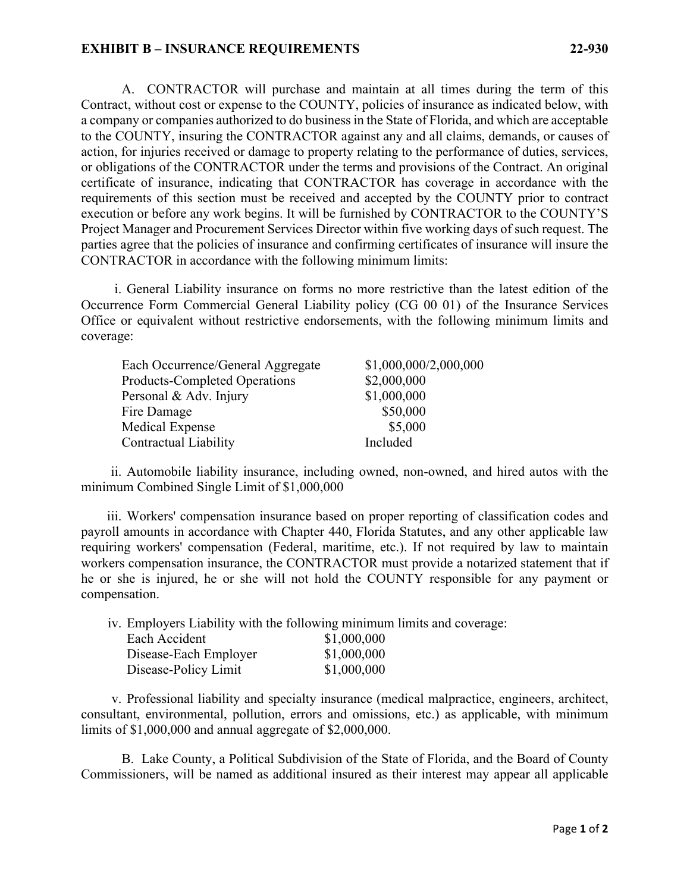## EXHIBIT B – INSURANCE REQUIREMENTS 22-930

A. CONTRACTOR will purchase and maintain at all times during the term of this Contract, without cost or expense to the COUNTY, policies of insurance as indicated below, with a company or companies authorized to do business in the State of Florida, and which are acceptable to the COUNTY, insuring the CONTRACTOR against any and all claims, demands, or causes of action, for injuries received or damage to property relating to the performance of duties, services, or obligations of the CONTRACTOR under the terms and provisions of the Contract. An original certificate of insurance, indicating that CONTRACTOR has coverage in accordance with the requirements of this section must be received and accepted by the COUNTY prior to contract execution or before any work begins. It will be furnished by CONTRACTOR to the COUNTY'S Project Manager and Procurement Services Director within five working days of such request. The parties agree that the policies of insurance and confirming certificates of insurance will insure the CONTRACTOR in accordance with the following minimum limits:

i. General Liability insurance on forms no more restrictive than the latest edition of the Occurrence Form Commercial General Liability policy (CG 00 01) of the Insurance Services Office or equivalent without restrictive endorsements, with the following minimum limits and coverage:

| | |
|---|---|
| Each Occurrence/General Aggregate | $1,000,000/2,000,000 |
| Products-Completed Operations | $2,000,000 |
| Personal & Adv. Injury | $1,000,000 |
| Fire Damage | $50,000 |
| Medical Expense | $5,000 |
| Contractual Liability | Included |

ii. Automobile liability insurance, including owned, non-owned, and hired autos with the minimum Combined Single Limit of $1,000,000

iii. Workers' compensation insurance based on proper reporting of classification codes and payroll amounts in accordance with Chapter 440, Florida Statutes, and any other applicable law requiring workers' compensation (Federal, maritime, etc.). If not required by law to maintain workers compensation insurance, the CONTRACTOR must provide a notarized statement that if he or she is injured, he or she will not hold the COUNTY responsible for any payment or compensation.

iv. Employers Liability with the following minimum limits and coverage:

| | |
|---|---|
| Each Accident | $1,000,000 |
| Disease-Each Employer | $1,000,000 |
| Disease-Policy Limit | $1,000,000 |

v. Professional liability and specialty insurance (medical malpractice, engineers, architect, consultant, environmental, pollution, errors and omissions, etc.) as applicable, with minimum limits of $1,000,000 and annual aggregate of $2,000,000.

B. Lake County, a Political Subdivision of the State of Florida, and the Board of County Commissioners, will be named as additional insured as their interest may appear all applicable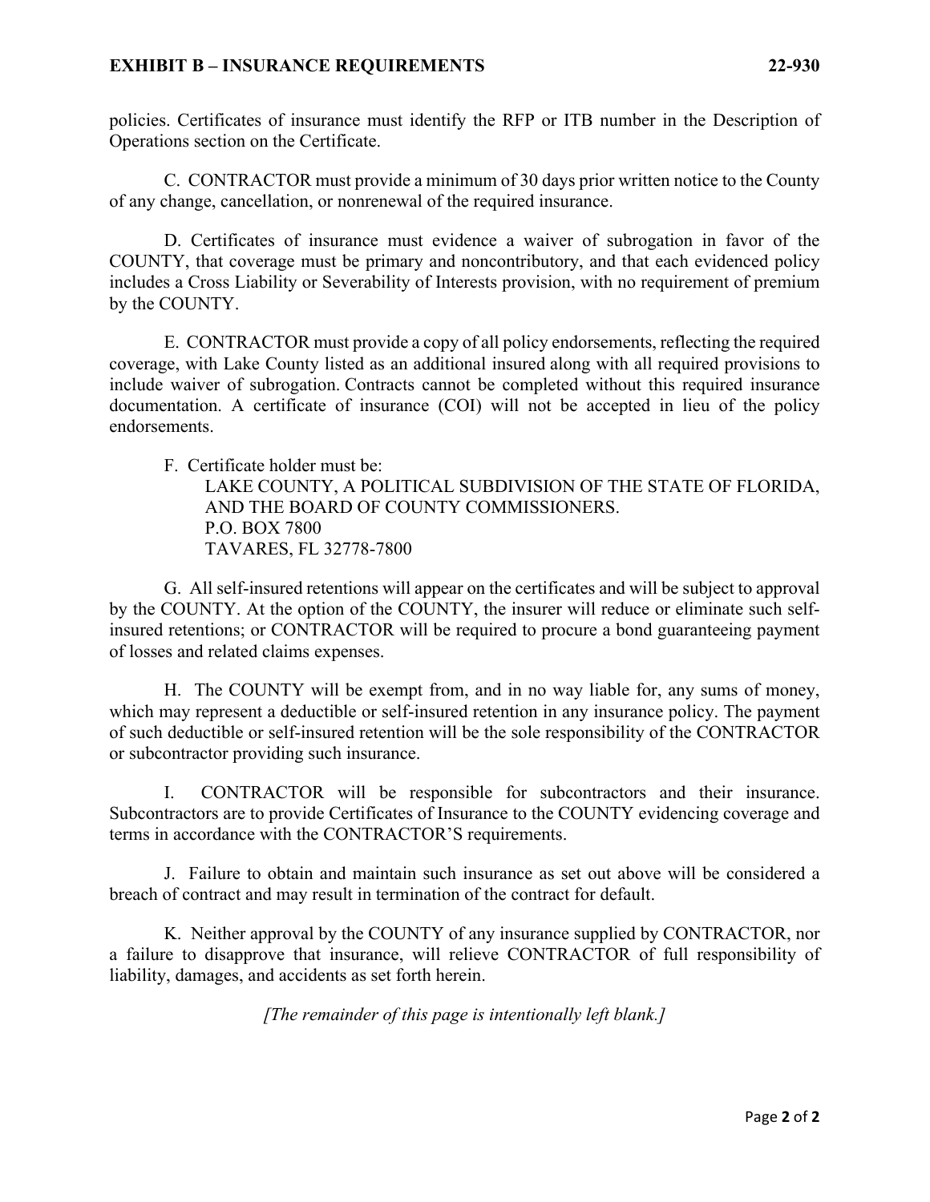policies. Certificates of insurance must identify the RFP or ITB number in the Description of Operations section on the Certificate.

C. CONTRACTOR must provide a minimum of 30 days prior written notice to the County of any change, cancellation, or nonrenewal of the required insurance.

D. Certificates of insurance must evidence a waiver of subrogation in favor of the COUNTY, that coverage must be primary and noncontributory, and that each evidenced policy includes a Cross Liability or Severability of Interests provision, with no requirement of premium by the COUNTY.

E. CONTRACTOR must provide a copy of all policy endorsements, reflecting the required coverage, with Lake County listed as an additional insured along with all required provisions to include waiver of subrogation. Contracts cannot be completed without this required insurance documentation. A certificate of insurance (COI) will not be accepted in lieu of the policy endorsements.

F. Certificate holder must be:

LAKE COUNTY, A POLITICAL SUBDIVISION OF THE STATE OF FLORIDA, AND THE BOARD OF COUNTY COMMISSIONERS.
P.O. BOX 7800
TAVARES, FL 32778-7800

G. All self-insured retentions will appear on the certificates and will be subject to approval by the COUNTY. At the option of the COUNTY, the insurer will reduce or eliminate such self-insured retentions; or CONTRACTOR will be required to procure a bond guaranteeing payment of losses and related claims expenses.

H. The COUNTY will be exempt from, and in no way liable for, any sums of money, which may represent a deductible or self-insured retention in any insurance policy. The payment of such deductible or self-insured retention will be the sole responsibility of the CONTRACTOR or subcontractor providing such insurance.

I. CONTRACTOR will be responsible for subcontractors and their insurance. Subcontractors are to provide Certificates of Insurance to the COUNTY evidencing coverage and terms in accordance with the CONTRACTOR'S requirements.

J. Failure to obtain and maintain such insurance as set out above will be considered a breach of contract and may result in termination of the contract for default.

K. Neither approval by the COUNTY of any insurance supplied by CONTRACTOR, nor a failure to disapprove that insurance, will relieve CONTRACTOR of full responsibility of liability, damages, and accidents as set forth herein.

*[The remainder of this page is intentionally left blank.]*